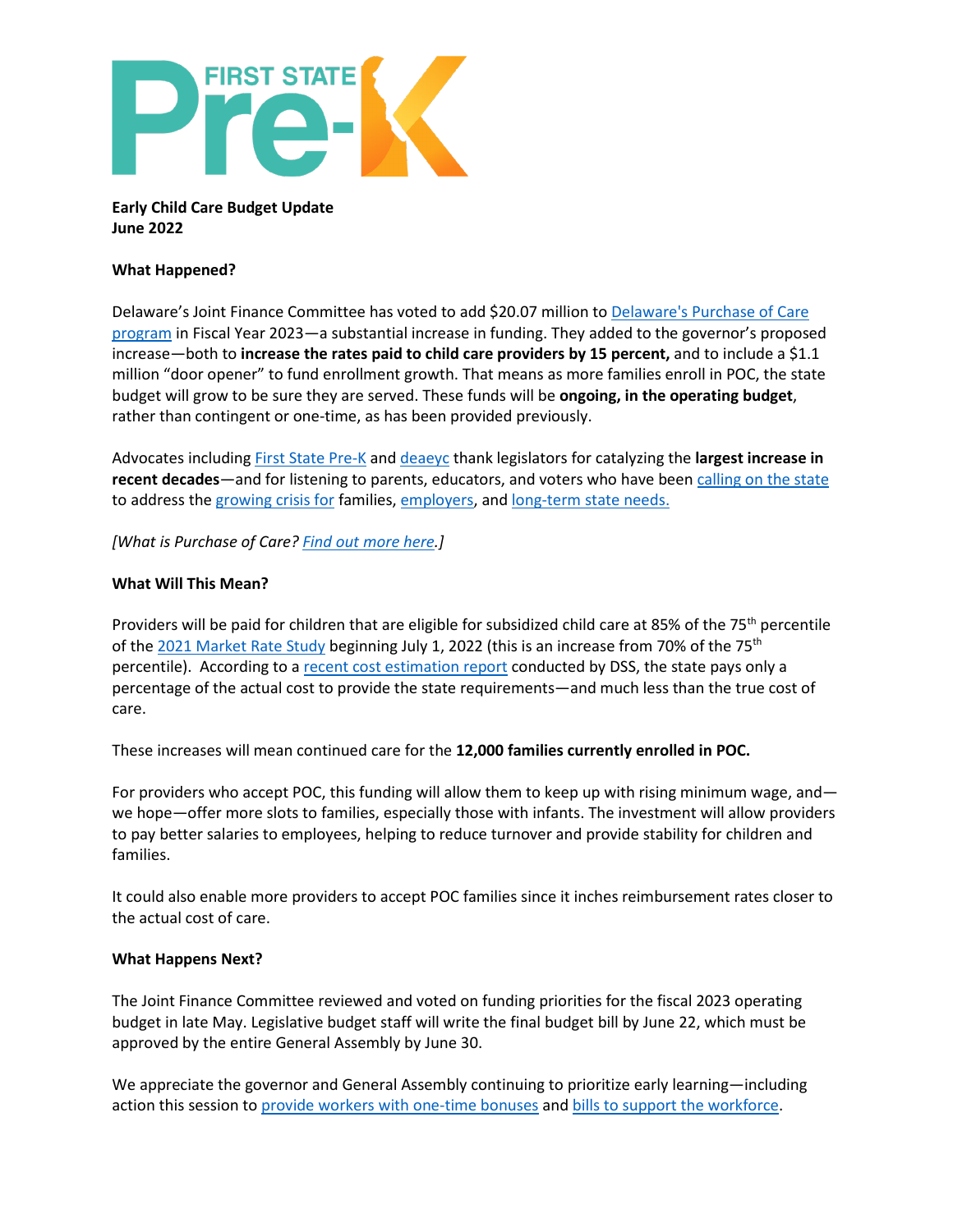**Early Child Care Budget Update**
**June 2022**

**What Happened?**

Delaware's Joint Finance Committee has voted to add $20.07 million to Delaware's Purchase of Care program in Fiscal Year 2023—a substantial increase in funding. They added to the governor's proposed increase—both to **increase the rates paid to child care providers by 15 percent,** and to include a $1.1 million "door opener" to fund enrollment growth. That means as more families enroll in POC, the state budget will grow to be sure they are served. These funds will be **ongoing, in the operating budget**, rather than contingent or one-time, as has been provided previously.

Advocates including First State Pre-K and deaeyc thank legislators for catalyzing the **largest increase in recent decades**—and for listening to parents, educators, and voters who have been calling on the state to address the growing crisis for families, employers, and long-term state needs.

*[What is Purchase of Care? Find out more here.]*

**What Will This Mean?**

Providers will be paid for children that are eligible for subsidized child care at 85% of the 75th percentile of the 2021 Market Rate Study beginning July 1, 2022 (this is an increase from 70% of the 75th percentile). According to a recent cost estimation report conducted by DSS, the state pays only a percentage of the actual cost to provide the state requirements—and much less than the true cost of care.

These increases will mean continued care for the **12,000 families currently enrolled in POC.**

For providers who accept POC, this funding will allow them to keep up with rising minimum wage, and—we hope—offer more slots to families, especially those with infants. The investment will allow providers to pay better salaries to employees, helping to reduce turnover and provide stability for children and families.

It could also enable more providers to accept POC families since it inches reimbursement rates closer to the actual cost of care.

**What Happens Next?**

The Joint Finance Committee reviewed and voted on funding priorities for the fiscal 2023 operating budget in late May. Legislative budget staff will write the final budget bill by June 22, which must be approved by the entire General Assembly by June 30.

We appreciate the governor and General Assembly continuing to prioritize early learning—including action this session to provide workers with one-time bonuses and bills to support the workforce.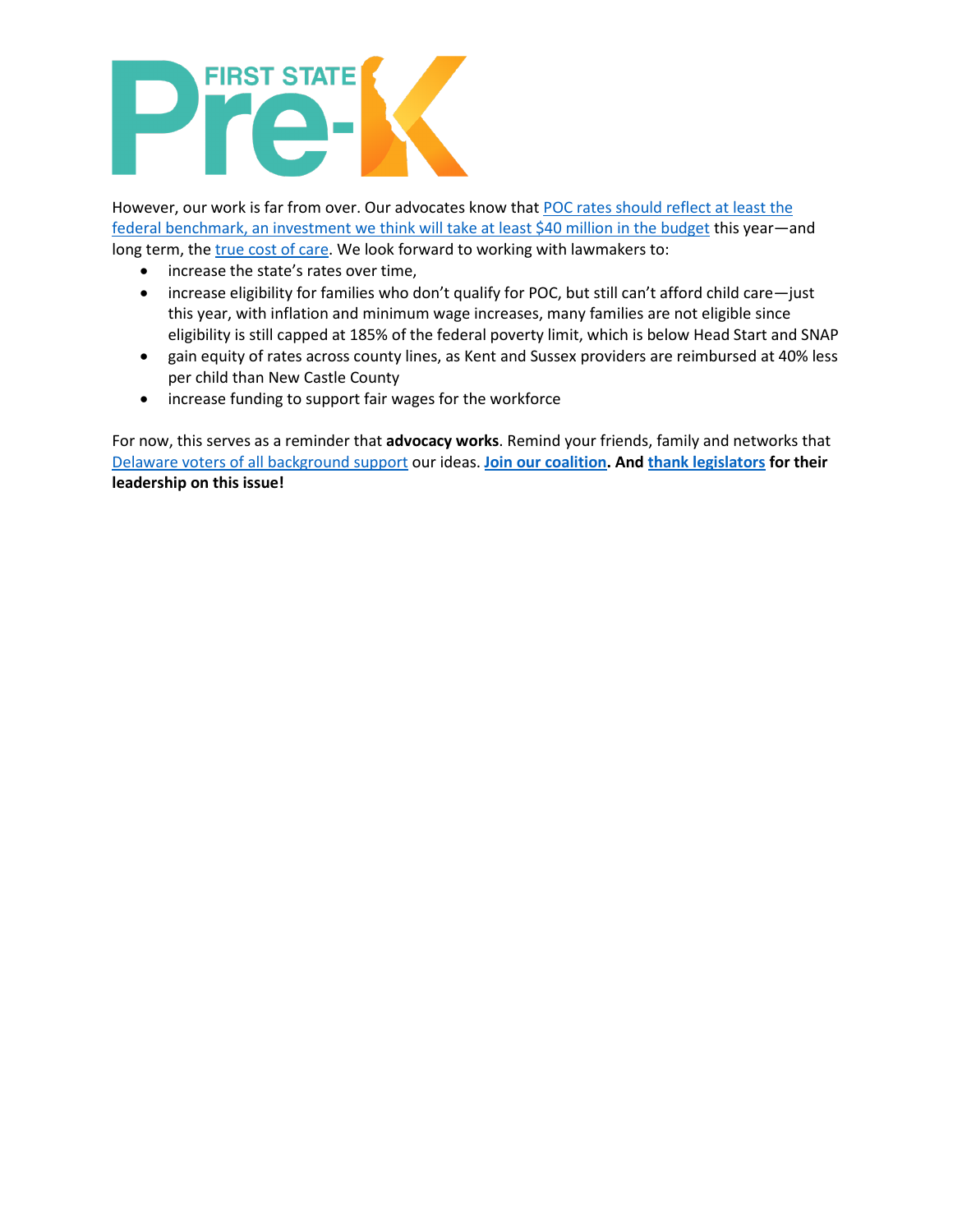However, our work is far from over. Our advocates know that POC rates should reflect at least the federal benchmark, an investment we think will take at least $40 million in the budget this year—and long term, the true cost of care. We look forward to working with lawmakers to:

- increase the state's rates over time,
- increase eligibility for families who don't qualify for POC, but still can't afford child care—just this year, with inflation and minimum wage increases, many families are not eligible since eligibility is still capped at 185% of the federal poverty limit, which is below Head Start and SNAP
- gain equity of rates across county lines, as Kent and Sussex providers are reimbursed at 40% less per child than New Castle County
- increase funding to support fair wages for the workforce

For now, this serves as a reminder that **advocacy works**. Remind your friends, family and networks that Delaware voters of all background support our ideas. **Join our coalition. And thank legislators for their leadership on this issue!**